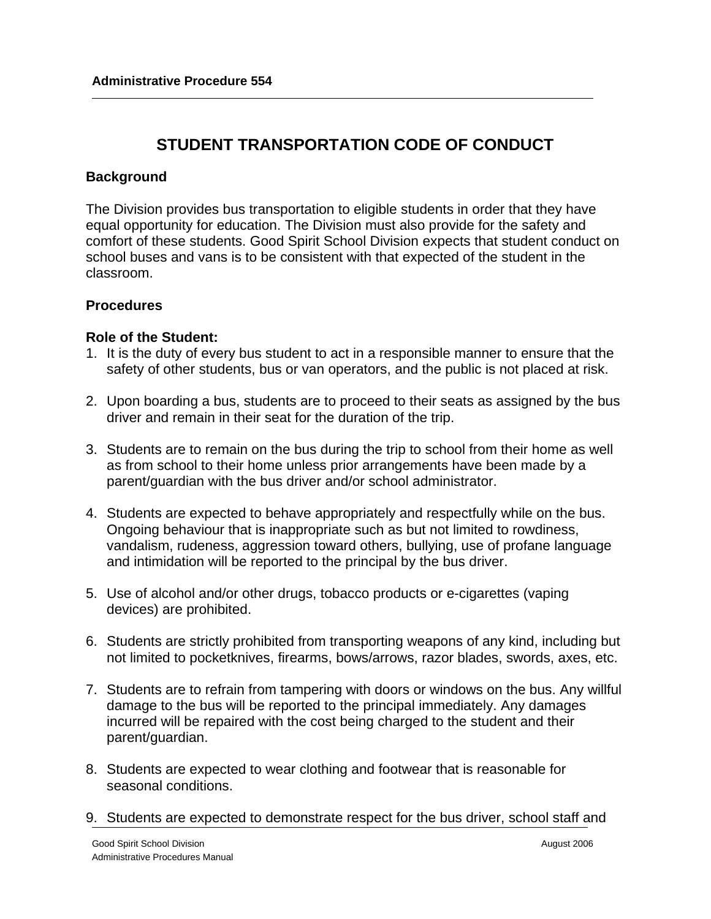**Administrative Procedure 554**

# STUDENT TRANSPORTATION CODE OF CONDUCT

## Background

The Division provides bus transportation to eligible students in order that they have equal opportunity for education. The Division must also provide for the safety and comfort of these students. Good Spirit School Division expects that student conduct on school buses and vans is to be consistent with that expected of the student in the classroom.

## Procedures

**Role of the Student:**

1. It is the duty of every bus student to act in a responsible manner to ensure that the safety of other students, bus or van operators, and the public is not placed at risk.

2. Upon boarding a bus, students are to proceed to their seats as assigned by the bus driver and remain in their seat for the duration of the trip.

3. Students are to remain on the bus during the trip to school from their home as well as from school to their home unless prior arrangements have been made by a parent/guardian with the bus driver and/or school administrator.

4. Students are expected to behave appropriately and respectfully while on the bus. Ongoing behaviour that is inappropriate such as but not limited to rowdiness, vandalism, rudeness, aggression toward others, bullying, use of profane language and intimidation will be reported to the principal by the bus driver.

5. Use of alcohol and/or other drugs, tobacco products or e-cigarettes (vaping devices) are prohibited.

6. Students are strictly prohibited from transporting weapons of any kind, including but not limited to pocketknives, firearms, bows/arrows, razor blades, swords, axes, etc.

7. Students are to refrain from tampering with doors or windows on the bus. Any willful damage to the bus will be reported to the principal immediately. Any damages incurred will be repaired with the cost being charged to the student and their parent/guardian.

8. Students are expected to wear clothing and footwear that is reasonable for seasonal conditions.

9. Students are expected to demonstrate respect for the bus driver, school staff and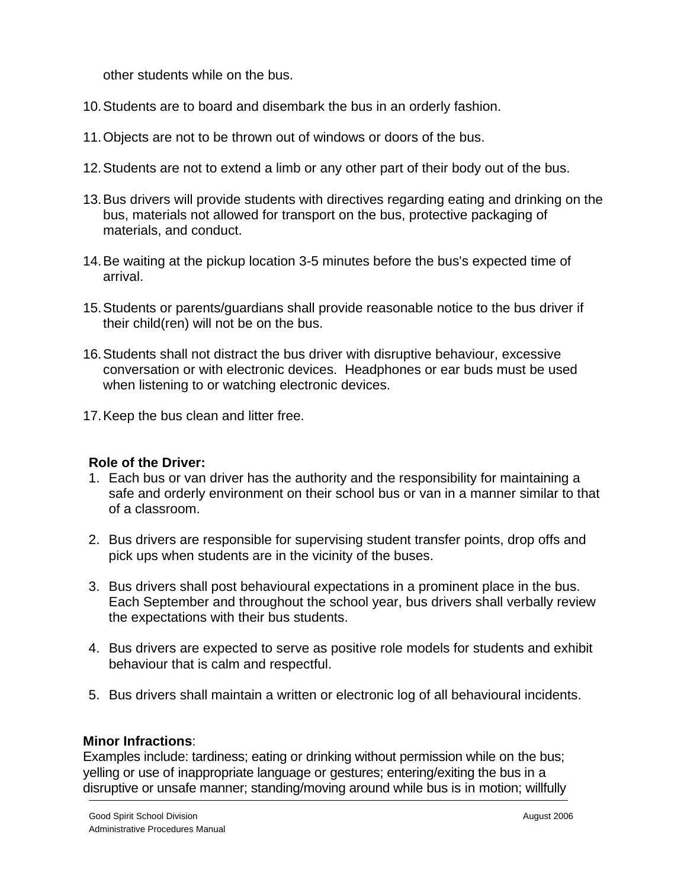other students while on the bus.

10. Students are to board and disembark the bus in an orderly fashion.

11. Objects are not to be thrown out of windows or doors of the bus.

12. Students are not to extend a limb or any other part of their body out of the bus.

13. Bus drivers will provide students with directives regarding eating and drinking on the bus, materials not allowed for transport on the bus, protective packaging of materials, and conduct.

14. Be waiting at the pickup location 3-5 minutes before the bus's expected time of arrival.

15. Students or parents/guardians shall provide reasonable notice to the bus driver if their child(ren) will not be on the bus.

16. Students shall not distract the bus driver with disruptive behaviour, excessive conversation or with electronic devices. Headphones or ear buds must be used when listening to or watching electronic devices.

17. Keep the bus clean and litter free.

**Role of the Driver:**

1. Each bus or van driver has the authority and the responsibility for maintaining a safe and orderly environment on their school bus or van in a manner similar to that of a classroom.

2. Bus drivers are responsible for supervising student transfer points, drop offs and pick ups when students are in the vicinity of the buses.

3. Bus drivers shall post behavioural expectations in a prominent place in the bus. Each September and throughout the school year, bus drivers shall verbally review the expectations with their bus students.

4. Bus drivers are expected to serve as positive role models for students and exhibit behaviour that is calm and respectful.

5. Bus drivers shall maintain a written or electronic log of all behavioural incidents.

**Minor Infractions**:
Examples include: tardiness; eating or drinking without permission while on the bus; yelling or use of inappropriate language or gestures; entering/exiting the bus in a disruptive or unsafe manner; standing/moving around while bus is in motion; willfully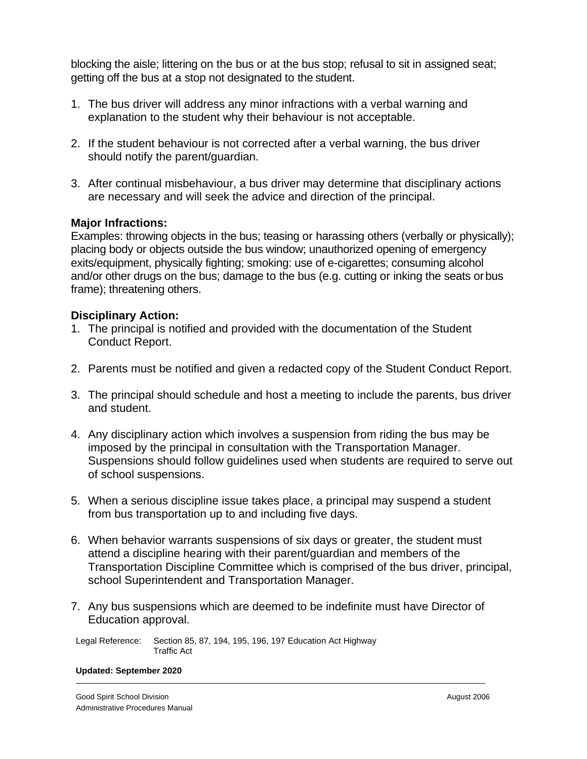blocking the aisle; littering on the bus or at the bus stop; refusal to sit in assigned seat; getting off the bus at a stop not designated to the student.

1. The bus driver will address any minor infractions with a verbal warning and explanation to the student why their behaviour is not acceptable.

2. If the student behaviour is not corrected after a verbal warning, the bus driver should notify the parent/guardian.

3. After continual misbehaviour, a bus driver may determine that disciplinary actions are necessary and will seek the advice and direction of the principal.

**Major Infractions:**
Examples: throwing objects in the bus; teasing or harassing others (verbally or physically); placing body or objects outside the bus window; unauthorized opening of emergency exits/equipment, physically fighting; smoking: use of e-cigarettes; consuming alcohol and/or other drugs on the bus; damage to the bus (e.g. cutting or inking the seats or bus frame); threatening others.

**Disciplinary Action:**

1. The principal is notified and provided with the documentation of the Student Conduct Report.

2. Parents must be notified and given a redacted copy of the Student Conduct Report.

3. The principal should schedule and host a meeting to include the parents, bus driver and student.

4. Any disciplinary action which involves a suspension from riding the bus may be imposed by the principal in consultation with the Transportation Manager. Suspensions should follow guidelines used when students are required to serve out of school suspensions.

5. When a serious discipline issue takes place, a principal may suspend a student from bus transportation up to and including five days.

6. When behavior warrants suspensions of six days or greater, the student must attend a discipline hearing with their parent/guardian and members of the Transportation Discipline Committee which is comprised of the bus driver, principal, school Superintendent and Transportation Manager.

7. Any bus suspensions which are deemed to be indefinite must have Director of Education approval.

Legal Reference: Section 85, 87, 194, 195, 196, 197 Education Act Highway Traffic Act

**Updated: September 2020**